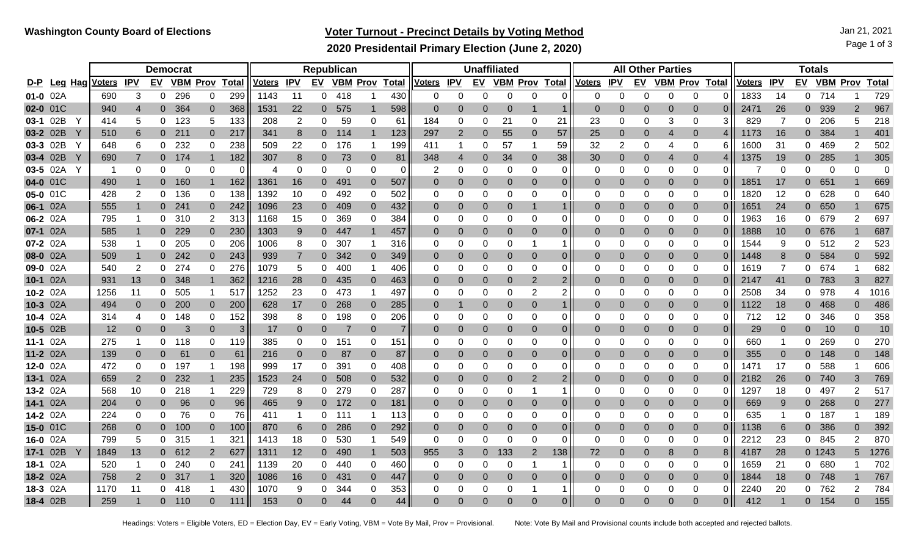**Washington County Board of Elections**

# Voter Turnout - Precinct Details by Voting Method

## 2020 Presidentail Primary Election (June 2, 2020)

Jan 21, 2021

| | | | Democrat | | | | | | Republican | | | | | | Unaffiliated | | | | | | All Other Parties | | | | | | Totals | | | | | |
|---|---|---|---|---|---|---|---|---|---|---|---|---|---|---|---|---|---|---|---|---|---|---|---|---|---|---|---|---|---|---|---|---|
| D-P | Leg | Hag | Voters | IPV | EV | VBM | Prov | Total | Voters | IPV | EV | VBM | Prov | Total | Voters | IPV | EV | VBM | Prov | Total | Voters | IPV | EV | VBM | Prov | Total | Voters | IPV | EV | VBM | Prov | Total |
| 01-0 | 02A | | 690 | 3 | 0 | 296 | 0 | 299 | 1143 | 11 | 0 | 418 | 1 | 430 | 0 | 0 | 0 | 0 | 0 | 0 | 0 | 0 | 0 | 0 | 0 | 0 | 1833 | 14 | 0 | 714 | 1 | 729 |
| 02-0 | 01C | | 940 | 4 | 0 | 364 | 0 | 368 | 1531 | 22 | 0 | 575 | 1 | 598 | 0 | 0 | 0 | 0 | 1 | 1 | 0 | 0 | 0 | 0 | 0 | 0 | 2471 | 26 | 0 | 939 | 2 | 967 |
| 03-1 | 02B | Y | 414 | 5 | 0 | 123 | 5 | 133 | 208 | 2 | 0 | 59 | 0 | 61 | 184 | 0 | 0 | 21 | 0 | 21 | 23 | 0 | 0 | 3 | 0 | 3 | 829 | 7 | 0 | 206 | 5 | 218 |
| 03-2 | 02B | Y | 510 | 6 | 0 | 211 | 0 | 217 | 341 | 8 | 0 | 114 | 1 | 123 | 297 | 2 | 0 | 55 | 0 | 57 | 25 | 0 | 0 | 4 | 0 | 4 | 1173 | 16 | 0 | 384 | 1 | 401 |
| 03-3 | 02B | Y | 648 | 6 | 0 | 232 | 0 | 238 | 509 | 22 | 0 | 176 | 1 | 199 | 411 | 1 | 0 | 57 | 1 | 59 | 32 | 2 | 0 | 4 | 0 | 6 | 1600 | 31 | 0 | 469 | 2 | 502 |
| 03-4 | 02B | Y | 690 | 7 | 0 | 174 | 1 | 182 | 307 | 8 | 0 | 73 | 0 | 81 | 348 | 4 | 0 | 34 | 0 | 38 | 30 | 0 | 0 | 4 | 0 | 4 | 1375 | 19 | 0 | 285 | 1 | 305 |
| 03-5 | 02A | Y | 1 | 0 | 0 | 0 | 0 | 0 | 4 | 0 | 0 | 0 | 0 | 0 | 2 | 0 | 0 | 0 | 0 | 0 | 0 | 0 | 0 | 0 | 0 | 0 | 7 | 0 | 0 | 0 | 0 | 0 |
| 04-0 | 01C | | 490 | 1 | 0 | 160 | 1 | 162 | 1361 | 16 | 0 | 491 | 0 | 507 | 0 | 0 | 0 | 0 | 0 | 0 | 0 | 0 | 0 | 0 | 0 | 0 | 1851 | 17 | 0 | 651 | 1 | 669 |
| 05-0 | 01C | | 428 | 2 | 0 | 136 | 0 | 138 | 1392 | 10 | 0 | 492 | 0 | 502 | 0 | 0 | 0 | 0 | 0 | 0 | 0 | 0 | 0 | 0 | 0 | 0 | 1820 | 12 | 0 | 628 | 0 | 640 |
| 06-1 | 02A | | 555 | 1 | 0 | 241 | 0 | 242 | 1096 | 23 | 0 | 409 | 0 | 432 | 0 | 0 | 0 | 0 | 1 | 1 | 0 | 0 | 0 | 0 | 0 | 0 | 1651 | 24 | 0 | 650 | 1 | 675 |
| 06-2 | 02A | | 795 | 1 | 0 | 310 | 2 | 313 | 1168 | 15 | 0 | 369 | 0 | 384 | 0 | 0 | 0 | 0 | 0 | 0 | 0 | 0 | 0 | 0 | 0 | 0 | 1963 | 16 | 0 | 679 | 2 | 697 |
| 07-1 | 02A | | 585 | 1 | 0 | 229 | 0 | 230 | 1303 | 9 | 0 | 447 | 1 | 457 | 0 | 0 | 0 | 0 | 0 | 0 | 0 | 0 | 0 | 0 | 0 | 0 | 1888 | 10 | 0 | 676 | 1 | 687 |
| 07-2 | 02A | | 538 | 1 | 0 | 205 | 0 | 206 | 1006 | 8 | 0 | 307 | 1 | 316 | 0 | 0 | 0 | 0 | 1 | 1 | 0 | 0 | 0 | 0 | 0 | 0 | 1544 | 9 | 0 | 512 | 2 | 523 |
| 08-0 | 02A | | 509 | 1 | 0 | 242 | 0 | 243 | 939 | 7 | 0 | 342 | 0 | 349 | 0 | 0 | 0 | 0 | 0 | 0 | 0 | 0 | 0 | 0 | 0 | 0 | 1448 | 8 | 0 | 584 | 0 | 592 |
| 09-0 | 02A | | 540 | 2 | 0 | 274 | 0 | 276 | 1079 | 5 | 0 | 400 | 1 | 406 | 0 | 0 | 0 | 0 | 0 | 0 | 0 | 0 | 0 | 0 | 0 | 0 | 1619 | 7 | 0 | 674 | 1 | 682 |
| 10-1 | 02A | | 931 | 13 | 0 | 348 | 1 | 362 | 1216 | 28 | 0 | 435 | 0 | 463 | 0 | 0 | 0 | 0 | 2 | 2 | 0 | 0 | 0 | 0 | 0 | 0 | 2147 | 41 | 0 | 783 | 3 | 827 |
| 10-2 | 02A | | 1256 | 11 | 0 | 505 | 1 | 517 | 1252 | 23 | 0 | 473 | 1 | 497 | 0 | 0 | 0 | 0 | 2 | 2 | 0 | 0 | 0 | 0 | 0 | 0 | 2508 | 34 | 0 | 978 | 4 | 1016 |
| 10-3 | 02A | | 494 | 0 | 0 | 200 | 0 | 200 | 628 | 17 | 0 | 268 | 0 | 285 | 0 | 1 | 0 | 0 | 0 | 1 | 0 | 0 | 0 | 0 | 0 | 0 | 1122 | 18 | 0 | 468 | 0 | 486 |
| 10-4 | 02A | | 314 | 4 | 0 | 148 | 0 | 152 | 398 | 8 | 0 | 198 | 0 | 206 | 0 | 0 | 0 | 0 | 0 | 0 | 0 | 0 | 0 | 0 | 0 | 0 | 712 | 12 | 0 | 346 | 0 | 358 |
| 10-5 | 02B | | 12 | 0 | 0 | 3 | 0 | 3 | 17 | 0 | 0 | 7 | 0 | 7 | 0 | 0 | 0 | 0 | 0 | 0 | 0 | 0 | 0 | 0 | 0 | 0 | 29 | 0 | 0 | 10 | 0 | 10 |
| 11-1 | 02A | | 275 | 1 | 0 | 118 | 0 | 119 | 385 | 0 | 0 | 151 | 0 | 151 | 0 | 0 | 0 | 0 | 0 | 0 | 0 | 0 | 0 | 0 | 0 | 0 | 660 | 1 | 0 | 269 | 0 | 270 |
| 11-2 | 02A | | 139 | 0 | 0 | 61 | 0 | 61 | 216 | 0 | 0 | 87 | 0 | 87 | 0 | 0 | 0 | 0 | 0 | 0 | 0 | 0 | 0 | 0 | 0 | 0 | 355 | 0 | 0 | 148 | 0 | 148 |
| 12-0 | 02A | | 472 | 0 | 0 | 197 | 1 | 198 | 999 | 17 | 0 | 391 | 0 | 408 | 0 | 0 | 0 | 0 | 0 | 0 | 0 | 0 | 0 | 0 | 0 | 0 | 1471 | 17 | 0 | 588 | 1 | 606 |
| 13-1 | 02A | | 659 | 2 | 0 | 232 | 1 | 235 | 1523 | 24 | 0 | 508 | 0 | 532 | 0 | 0 | 0 | 0 | 2 | 2 | 0 | 0 | 0 | 0 | 0 | 0 | 2182 | 26 | 0 | 740 | 3 | 769 |
| 13-2 | 02A | | 568 | 10 | 0 | 218 | 1 | 229 | 729 | 8 | 0 | 279 | 0 | 287 | 0 | 0 | 0 | 0 | 1 | 1 | 0 | 0 | 0 | 0 | 0 | 0 | 1297 | 18 | 0 | 497 | 2 | 517 |
| 14-1 | 02A | | 204 | 0 | 0 | 96 | 0 | 96 | 465 | 9 | 0 | 172 | 0 | 181 | 0 | 0 | 0 | 0 | 0 | 0 | 0 | 0 | 0 | 0 | 0 | 0 | 669 | 9 | 0 | 268 | 0 | 277 |
| 14-2 | 02A | | 224 | 0 | 0 | 76 | 0 | 76 | 411 | 1 | 0 | 111 | 1 | 113 | 0 | 0 | 0 | 0 | 0 | 0 | 0 | 0 | 0 | 0 | 0 | 0 | 635 | 1 | 0 | 187 | 1 | 189 |
| 15-0 | 01C | | 268 | 0 | 0 | 100 | 0 | 100 | 870 | 6 | 0 | 286 | 0 | 292 | 0 | 0 | 0 | 0 | 0 | 0 | 0 | 0 | 0 | 0 | 0 | 0 | 1138 | 6 | 0 | 386 | 0 | 392 |
| 16-0 | 02A | | 799 | 5 | 0 | 315 | 1 | 321 | 1413 | 18 | 0 | 530 | 1 | 549 | 0 | 0 | 0 | 0 | 0 | 0 | 0 | 0 | 0 | 0 | 0 | 0 | 2212 | 23 | 0 | 845 | 2 | 870 |
| 17-1 | 02B | Y | 1849 | 13 | 0 | 612 | 2 | 627 | 1311 | 12 | 0 | 490 | 1 | 503 | 955 | 3 | 0 | 133 | 2 | 138 | 72 | 0 | 0 | 8 | 0 | 8 | 4187 | 28 | 0 | 1243 | 5 | 1276 |
| 18-1 | 02A | | 520 | 1 | 0 | 240 | 0 | 241 | 1139 | 20 | 0 | 440 | 0 | 460 | 0 | 0 | 0 | 0 | 1 | 1 | 0 | 0 | 0 | 0 | 0 | 0 | 1659 | 21 | 0 | 680 | 1 | 702 |
| 18-2 | 02A | | 758 | 2 | 0 | 317 | 1 | 320 | 1086 | 16 | 0 | 431 | 0 | 447 | 0 | 0 | 0 | 0 | 0 | 0 | 0 | 0 | 0 | 0 | 0 | 0 | 1844 | 18 | 0 | 748 | 1 | 767 |
| 18-3 | 02A | | 1170 | 11 | 0 | 418 | 1 | 430 | 1070 | 9 | 0 | 344 | 0 | 353 | 0 | 0 | 0 | 0 | 1 | 1 | 0 | 0 | 0 | 0 | 0 | 0 | 2240 | 20 | 0 | 762 | 2 | 784 |
| 18-4 | 02B | | 259 | 1 | 0 | 110 | 0 | 111 | 153 | 0 | 0 | 44 | 0 | 44 | 0 | 0 | 0 | 0 | 0 | 0 | 0 | 0 | 0 | 0 | 0 | 0 | 412 | 1 | 0 | 154 | 0 | 155 |

Headings: Voters = Eligible Voters, ED = Election Day, EV = Early Voting, VBM = Vote By Mail, Prov = Provisional. Note: Vote By Mail and Provisional counts include both accepted and rejected ballots.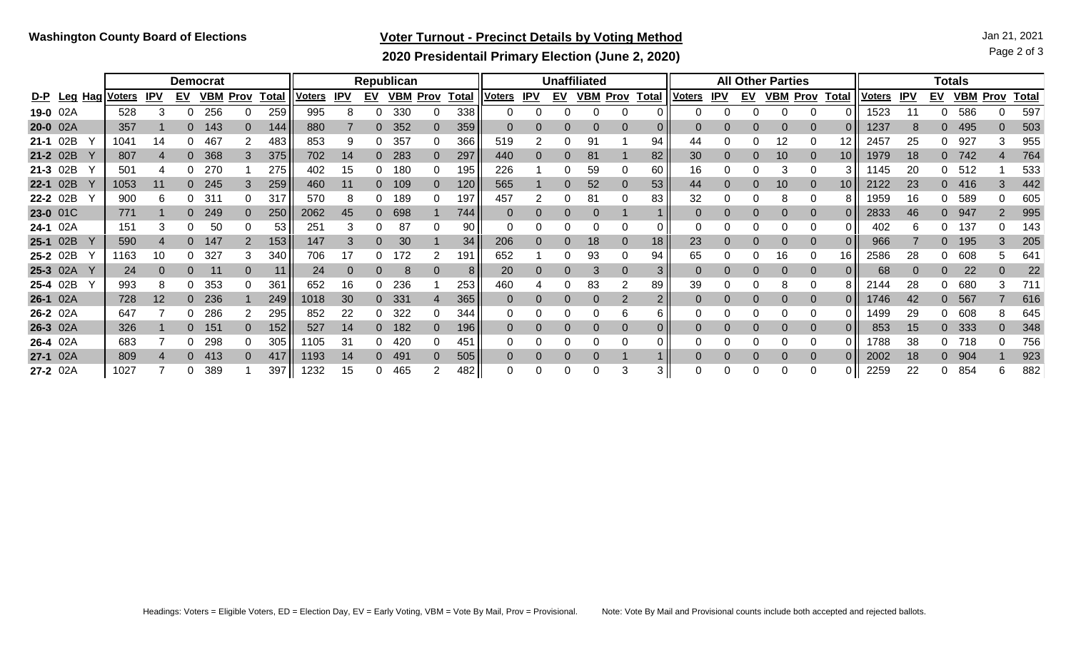**Washington County Board of Elections**

## Voter Turnout - Precinct Details by Voting Method

### 2020 Presidentail Primary Election (June 2, 2020)

Jan 21, 2021

| | | | Democrat | | | | | | Republican | | | | | | Unaffiliated | | | | | | All Other Parties | | | | | | Totals | | | | | |
|---|---|---|---|---|---|---|---|---|---|---|---|---|---|---|---|---|---|---|---|---|---|---|---|---|---|---|---|---|---|---|---|---|
| D-P | Leg | Hag | Voters | IPV | EV | VBM | Prov | Total | Voters | IPV | EV | VBM | Prov | Total | Voters | IPV | EV | VBM | Prov | Total | Voters | IPV | EV | VBM | Prov | Total | Voters | IPV | EV | VBM | Prov | Total |
| 19-0 | 02A | | 528 | 3 | 0 | 256 | 0 | 259 | 995 | 8 | 0 | 330 | 0 | 338 | 0 | 0 | 0 | 0 | 0 | 0 | 0 | 0 | 0 | 0 | 0 | 0 | 1523 | 11 | 0 | 586 | 0 | 597 |
| 20-0 | 02A | | 357 | 1 | 0 | 143 | 0 | 144 | 880 | 7 | 0 | 352 | 0 | 359 | 0 | 0 | 0 | 0 | 0 | 0 | 0 | 0 | 0 | 0 | 0 | 0 | 1237 | 8 | 0 | 495 | 0 | 503 |
| 21-1 | 02B | Y | 1041 | 14 | 0 | 467 | 2 | 483 | 853 | 9 | 0 | 357 | 0 | 366 | 519 | 2 | 0 | 91 | 1 | 94 | 44 | 0 | 0 | 12 | 0 | 12 | 2457 | 25 | 0 | 927 | 3 | 955 |
| 21-2 | 02B | Y | 807 | 4 | 0 | 368 | 3 | 375 | 702 | 14 | 0 | 283 | 0 | 297 | 440 | 0 | 0 | 81 | 1 | 82 | 30 | 0 | 0 | 10 | 0 | 10 | 1979 | 18 | 0 | 742 | 4 | 764 |
| 21-3 | 02B | Y | 501 | 4 | 0 | 270 | 1 | 275 | 402 | 15 | 0 | 180 | 0 | 195 | 226 | 1 | 0 | 59 | 0 | 60 | 16 | 0 | 0 | 3 | 0 | 3 | 1145 | 20 | 0 | 512 | 1 | 533 |
| 22-1 | 02B | Y | 1053 | 11 | 0 | 245 | 3 | 259 | 460 | 11 | 0 | 109 | 0 | 120 | 565 | 1 | 0 | 52 | 0 | 53 | 44 | 0 | 0 | 10 | 0 | 10 | 2122 | 23 | 0 | 416 | 3 | 442 |
| 22-2 | 02B | Y | 900 | 6 | 0 | 311 | 0 | 317 | 570 | 8 | 0 | 189 | 0 | 197 | 457 | 2 | 0 | 81 | 0 | 83 | 32 | 0 | 0 | 8 | 0 | 8 | 1959 | 16 | 0 | 589 | 0 | 605 |
| 23-0 | 01C | | 771 | 1 | 0 | 249 | 0 | 250 | 2062 | 45 | 0 | 698 | 1 | 744 | 0 | 0 | 0 | 0 | 1 | 1 | 0 | 0 | 0 | 0 | 0 | 0 | 2833 | 46 | 0 | 947 | 2 | 995 |
| 24-1 | 02A | | 151 | 3 | 0 | 50 | 0 | 53 | 251 | 3 | 0 | 87 | 0 | 90 | 0 | 0 | 0 | 0 | 0 | 0 | 0 | 0 | 0 | 0 | 0 | 0 | 402 | 6 | 0 | 137 | 0 | 143 |
| 25-1 | 02B | Y | 590 | 4 | 0 | 147 | 2 | 153 | 147 | 3 | 0 | 30 | 1 | 34 | 206 | 0 | 0 | 18 | 0 | 18 | 23 | 0 | 0 | 0 | 0 | 0 | 966 | 7 | 0 | 195 | 3 | 205 |
| 25-2 | 02B | Y | 1163 | 10 | 0 | 327 | 3 | 340 | 706 | 17 | 0 | 172 | 2 | 191 | 652 | 1 | 0 | 93 | 0 | 94 | 65 | 0 | 0 | 16 | 0 | 16 | 2586 | 28 | 0 | 608 | 5 | 641 |
| 25-3 | 02A | Y | 24 | 0 | 0 | 11 | 0 | 11 | 24 | 0 | 0 | 8 | 0 | 8 | 20 | 0 | 0 | 3 | 0 | 3 | 0 | 0 | 0 | 0 | 0 | 0 | 68 | 0 | 0 | 22 | 0 | 22 |
| 25-4 | 02B | Y | 993 | 8 | 0 | 353 | 0 | 361 | 652 | 16 | 0 | 236 | 1 | 253 | 460 | 4 | 0 | 83 | 2 | 89 | 39 | 0 | 0 | 8 | 0 | 8 | 2144 | 28 | 0 | 680 | 3 | 711 |
| 26-1 | 02A | | 728 | 12 | 0 | 236 | 1 | 249 | 1018 | 30 | 0 | 331 | 4 | 365 | 0 | 0 | 0 | 0 | 2 | 2 | 0 | 0 | 0 | 0 | 0 | 0 | 1746 | 42 | 0 | 567 | 7 | 616 |
| 26-2 | 02A | | 647 | 7 | 0 | 286 | 2 | 295 | 852 | 22 | 0 | 322 | 0 | 344 | 0 | 0 | 0 | 0 | 6 | 6 | 0 | 0 | 0 | 0 | 0 | 0 | 1499 | 29 | 0 | 608 | 8 | 645 |
| 26-3 | 02A | | 326 | 1 | 0 | 151 | 0 | 152 | 527 | 14 | 0 | 182 | 0 | 196 | 0 | 0 | 0 | 0 | 0 | 0 | 0 | 0 | 0 | 0 | 0 | 0 | 853 | 15 | 0 | 333 | 0 | 348 |
| 26-4 | 02A | | 683 | 7 | 0 | 298 | 0 | 305 | 1105 | 31 | 0 | 420 | 0 | 451 | 0 | 0 | 0 | 0 | 0 | 0 | 0 | 0 | 0 | 0 | 0 | 0 | 1788 | 38 | 0 | 718 | 0 | 756 |
| 27-1 | 02A | | 809 | 4 | 0 | 413 | 0 | 417 | 1193 | 14 | 0 | 491 | 0 | 505 | 0 | 0 | 0 | 0 | 1 | 1 | 0 | 0 | 0 | 0 | 0 | 0 | 2002 | 18 | 0 | 904 | 1 | 923 |
| 27-2 | 02A | | 1027 | 7 | 0 | 389 | 1 | 397 | 1232 | 15 | 0 | 465 | 2 | 482 | 0 | 0 | 0 | 0 | 3 | 3 | 0 | 0 | 0 | 0 | 0 | 0 | 2259 | 22 | 0 | 854 | 6 | 882 |

Headings: Voters = Eligible Voters, ED = Election Day, EV = Early Voting, VBM = Vote By Mail, Prov = Provisional. Note: Vote By Mail and Provisional counts include both accepted and rejected ballots.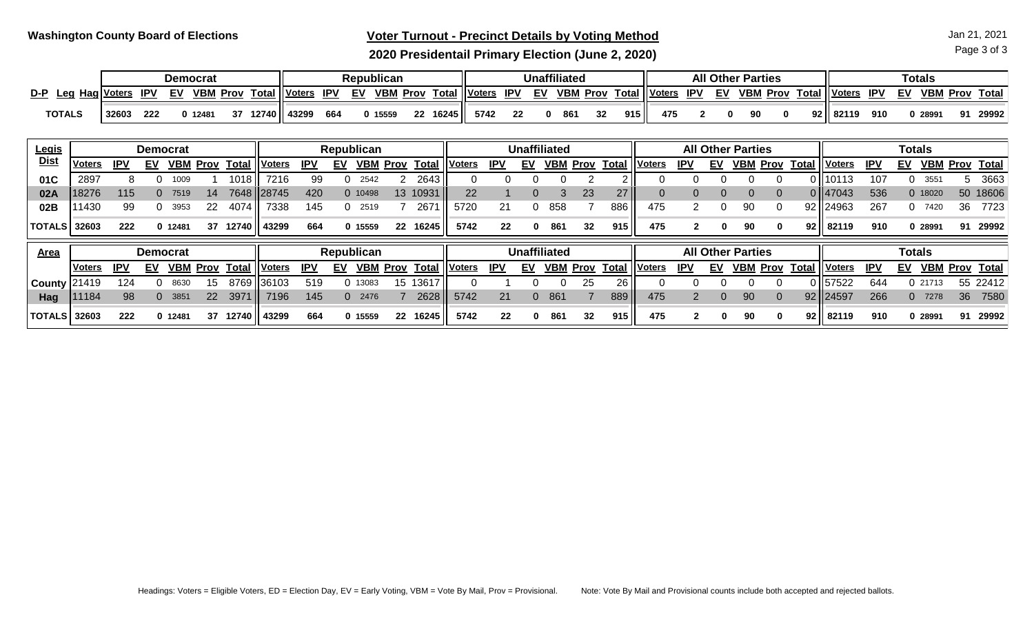Washington County Board of Elections

# Voter Turnout - Precinct Details by Voting Method

## 2020 Presidentail Primary Election (June 2, 2020)

Jan 21, 2021

| | Democrat | | | | | | Republican | | | | | | Unaffiliated | | | | | | All Other Parties | | | | | | Totals | | | | | |
|---|---|---|---|---|---|---|---|---|---|---|---|---|---|---|---|---|---|---|---|---|---|---|---|---|---|---|---|---|---|---|
| D-P Leg Hag | Voters | IPV | EV | VBM | Prov | Total | Voters | IPV | EV | VBM | Prov | Total | Voters | IPV | EV | VBM | Prov | Total | Voters | IPV | EV | VBM | Prov | Total | Voters | IPV | EV | VBM | Prov | Total |
| TOTALS | 32603 | 222 | 0 | 12481 | 37 | 12740 | 43299 | 664 | 0 | 15559 | 22 | 16245 | 5742 | 22 | 0 | 861 | 32 | 915 | 475 | 2 | 0 | 90 | 0 | 92 | 82119 | 910 | 0 | 28991 | 91 | 29992 |

| Legis Dist | Democrat | | | | | | Republican | | | | | | Unaffiliated | | | | | | All Other Parties | | | | | | Totals | | | | | |
|---|---|---|---|---|---|---|---|---|---|---|---|---|---|---|---|---|---|---|---|---|---|---|---|---|---|---|---|---|---|---|
| | Voters | IPV | EV | VBM | Prov | Total | Voters | IPV | EV | VBM | Prov | Total | Voters | IPV | EV | VBM | Prov | Total | Voters | IPV | EV | VBM | Prov | Total | Voters | IPV | EV | VBM | Prov | Total |
| 01C | 2897 | 8 | 0 | 1009 | 1 | 1018 | 7216 | 99 | 0 | 2542 | 2 | 2643 | 0 | 0 | 0 | 0 | 2 | 2 | 0 | 0 | 0 | 0 | 0 | 0 | 10113 | 107 | 0 | 3551 | 5 | 3663 |
| 02A | 18276 | 115 | 0 | 7519 | 14 | 7648 | 28745 | 420 | 0 | 10498 | 13 | 10931 | 22 | 1 | 0 | 3 | 23 | 27 | 0 | 0 | 0 | 0 | 0 | 0 | 47043 | 536 | 0 | 18020 | 50 | 18606 |
| 02B | 11430 | 99 | 0 | 3953 | 22 | 4074 | 7338 | 145 | 0 | 2519 | 7 | 2671 | 5720 | 21 | 0 | 858 | 7 | 886 | 475 | 2 | 0 | 90 | 0 | 92 | 24963 | 267 | 0 | 7420 | 36 | 7723 |
| TOTALS | 32603 | 222 | 0 | 12481 | 37 | 12740 | 43299 | 664 | 0 | 15559 | 22 | 16245 | 5742 | 22 | 0 | 861 | 32 | 915 | 475 | 2 | 0 | 90 | 0 | 92 | 82119 | 910 | 0 | 28991 | 91 | 29992 |

| Area | Democrat | | | | | | Republican | | | | | | Unaffiliated | | | | | | All Other Parties | | | | | | Totals | | | | | |
|---|---|---|---|---|---|---|---|---|---|---|---|---|---|---|---|---|---|---|---|---|---|---|---|---|---|---|---|---|---|---|
| | Voters | IPV | EV | VBM | Prov | Total | Voters | IPV | EV | VBM | Prov | Total | Voters | IPV | EV | VBM | Prov | Total | Voters | IPV | EV | VBM | Prov | Total | Voters | IPV | EV | VBM | Prov | Total |
| County | 21419 | 124 | 0 | 8630 | 15 | 8769 | 36103 | 519 | 0 | 13083 | 15 | 13617 | 0 | 1 | 0 | 0 | 25 | 26 | 0 | 0 | 0 | 0 | 0 | 0 | 57522 | 644 | 0 | 21713 | 55 | 22412 |
| Hag | 11184 | 98 | 0 | 3851 | 22 | 3971 | 7196 | 145 | 0 | 2476 | 7 | 2628 | 5742 | 21 | 0 | 861 | 7 | 889 | 475 | 2 | 0 | 90 | 0 | 92 | 24597 | 266 | 0 | 7278 | 36 | 7580 |
| TOTALS | 32603 | 222 | 0 | 12481 | 37 | 12740 | 43299 | 664 | 0 | 15559 | 22 | 16245 | 5742 | 22 | 0 | 861 | 32 | 915 | 475 | 2 | 0 | 90 | 0 | 92 | 82119 | 910 | 0 | 28991 | 91 | 29992 |

Headings: Voters = Eligible Voters, ED = Election Day, EV = Early Voting, VBM = Vote By Mail, Prov = Provisional. Note: Vote By Mail and Provisional counts include both accepted and rejected ballots.